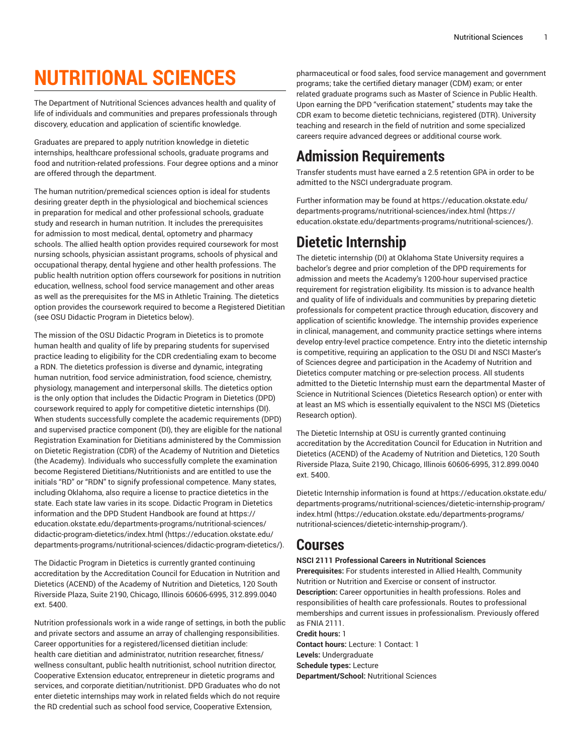# NUTRITIONAL SCIENCES

The Department of Nutritional Sciences advances health and quality of life of individuals and communities and prepares professionals through discovery, education and application of scientific knowledge.

Graduates are prepared to apply nutrition knowledge in dietetic internships, healthcare professional schools, graduate programs and food and nutrition-related professions. Four degree options and a minor are offered through the department.

The human nutrition/premedical sciences option is ideal for students desiring greater depth in the physiological and biochemical sciences in preparation for medical and other professional schools, graduate study and research in human nutrition. It includes the prerequisites for admission to most medical, dental, optometry and pharmacy schools. The allied health option provides required coursework for most nursing schools, physician assistant programs, schools of physical and occupational therapy, dental hygiene and other health professions. The public health nutrition option offers coursework for positions in nutrition education, wellness, school food service management and other areas as well as the prerequisites for the MS in Athletic Training. The dietetics option provides the coursework required to become a Registered Dietitian (see OSU Didactic Program in Dietetics below).

The mission of the OSU Didactic Program in Dietetics is to promote human health and quality of life by preparing students for supervised practice leading to eligibility for the CDR credentialing exam to become a RDN. The dietetics profession is diverse and dynamic, integrating human nutrition, food service administration, food science, chemistry, physiology, management and interpersonal skills. The dietetics option is the only option that includes the Didactic Program in Dietetics (DPD) coursework required to apply for competitive dietetic internships (DI). When students successfully complete the academic requirements (DPD) and supervised practice component (DI), they are eligible for the national Registration Examination for Dietitians administered by the Commission on Dietetic Registration (CDR) of the Academy of Nutrition and Dietetics (the Academy). Individuals who successfully complete the examination become Registered Dietitians/Nutritionists and are entitled to use the initials "RD" or "RDN" to signify professional competence. Many states, including Oklahoma, also require a license to practice dietetics in the state. Each state law varies in its scope. Didactic Program in Dietetics information and the DPD Student Handbook are found at https://education.okstate.edu/departments-programs/nutritional-sciences/didactic-program-dietetics/index.html (https://education.okstate.edu/departments-programs/nutritional-sciences/didactic-program-dietetics/).

The Didactic Program in Dietetics is currently granted continuing accreditation by the Accreditation Council for Education in Nutrition and Dietetics (ACEND) of the Academy of Nutrition and Dietetics, 120 South Riverside Plaza, Suite 2190, Chicago, Illinois 60606-6995, 312.899.0040 ext. 5400.

Nutrition professionals work in a wide range of settings, in both the public and private sectors and assume an array of challenging responsibilities. Career opportunities for a registered/licensed dietitian include: health care dietitian and administrator, nutrition researcher, fitness/wellness consultant, public health nutritionist, school nutrition director, Cooperative Extension educator, entrepreneur in dietetic programs and services, and corporate dietitian/nutritionist. DPD Graduates who do not enter dietetic internships may work in related fields which do not require the RD credential such as school food service, Cooperative Extension, pharmaceutical or food sales, food service management and government programs; take the certified dietary manager (CDM) exam; or enter related graduate programs such as Master of Science in Public Health. Upon earning the DPD "verification statement," students may take the CDR exam to become dietetic technicians, registered (DTR). University teaching and research in the field of nutrition and some specialized careers require advanced degrees or additional course work.

## Admission Requirements

Transfer students must have earned a 2.5 retention GPA in order to be admitted to the NSCI undergraduate program.

Further information may be found at https://education.okstate.edu/departments-programs/nutritional-sciences/index.html (https://education.okstate.edu/departments-programs/nutritional-sciences/).

## Dietetic Internship

The dietetic internship (DI) at Oklahoma State University requires a bachelor's degree and prior completion of the DPD requirements for admission and meets the Academy's 1200-hour supervised practice requirement for registration eligibility. Its mission is to advance health and quality of life of individuals and communities by preparing dietetic professionals for competent practice through education, discovery and application of scientific knowledge. The internship provides experience in clinical, management, and community practice settings where interns develop entry-level practice competence. Entry into the dietetic internship is competitive, requiring an application to the OSU DI and NSCI Master's of Sciences degree and participation in the Academy of Nutrition and Dietetics computer matching or pre-selection process. All students admitted to the Dietetic Internship must earn the departmental Master of Science in Nutritional Sciences (Dietetics Research option) or enter with at least an MS which is essentially equivalent to the NSCI MS (Dietetics Research option).

The Dietetic Internship at OSU is currently granted continuing accreditation by the Accreditation Council for Education in Nutrition and Dietetics (ACEND) of the Academy of Nutrition and Dietetics, 120 South Riverside Plaza, Suite 2190, Chicago, Illinois 60606-6995, 312.899.0040 ext. 5400.

Dietetic Internship information is found at https://education.okstate.edu/departments-programs/nutritional-sciences/dietetic-internship-program/index.html (https://education.okstate.edu/departments-programs/nutritional-sciences/dietetic-internship-program/).

## Courses

**NSCI 2111 Professional Careers in Nutritional Sciences**
**Prerequisites:** For students interested in Allied Health, Community Nutrition or Nutrition and Exercise or consent of instructor.
**Description:** Career opportunities in health professions. Roles and responsibilities of health care professionals. Routes to professional memberships and current issues in professionalism. Previously offered as FNIA 2111.
**Credit hours:** 1
**Contact hours:** Lecture: 1 Contact: 1
**Levels:** Undergraduate
**Schedule types:** Lecture
**Department/School:** Nutritional Sciences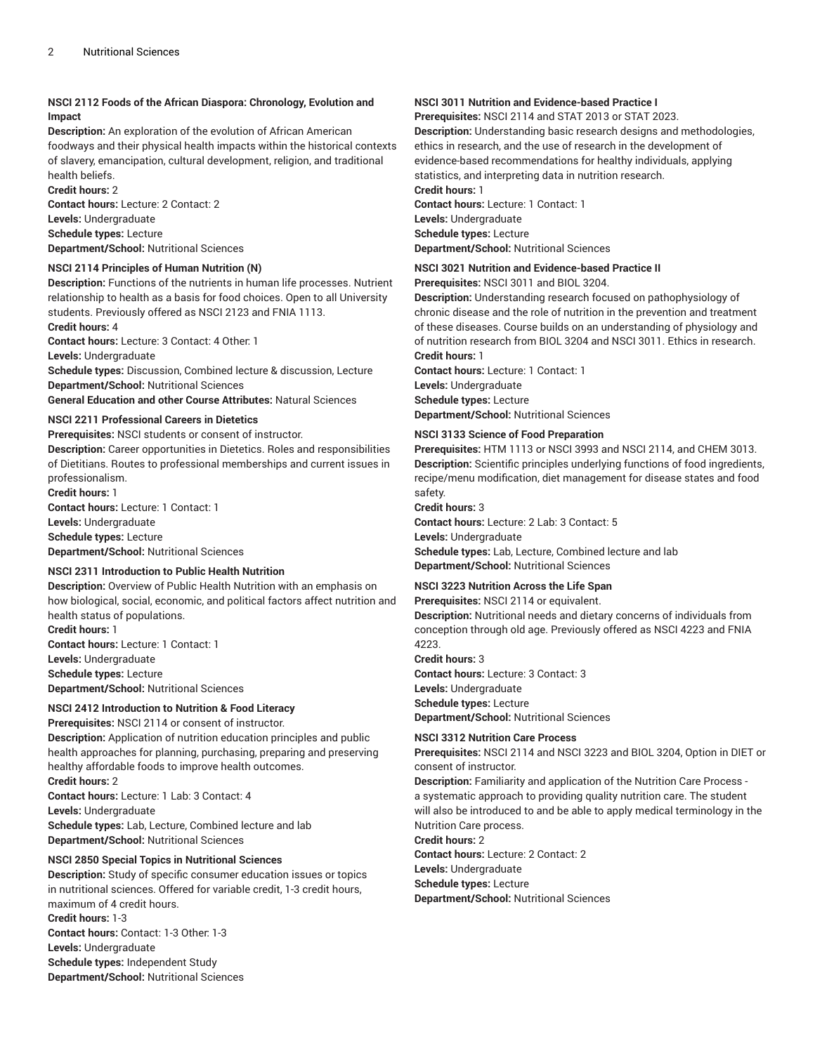**NSCI 2112 Foods of the African Diaspora: Chronology, Evolution and Impact**

**Description:** An exploration of the evolution of African American foodways and their physical health impacts within the historical contexts of slavery, emancipation, cultural development, religion, and traditional health beliefs.

**Credit hours:** 2

**Contact hours:** Lecture: 2 Contact: 2

**Levels:** Undergraduate

**Schedule types:** Lecture

**Department/School:** Nutritional Sciences

**NSCI 2114 Principles of Human Nutrition (N)**

**Description:** Functions of the nutrients in human life processes. Nutrient relationship to health as a basis for food choices. Open to all University students. Previously offered as NSCI 2123 and FNIA 1113.

**Credit hours:** 4

**Contact hours:** Lecture: 3 Contact: 4 Other: 1

**Levels:** Undergraduate

**Schedule types:** Discussion, Combined lecture & discussion, Lecture

**Department/School:** Nutritional Sciences

**General Education and other Course Attributes:** Natural Sciences

**NSCI 2211 Professional Careers in Dietetics**

**Prerequisites:** NSCI students or consent of instructor.

**Description:** Career opportunities in Dietetics. Roles and responsibilities of Dietitians. Routes to professional memberships and current issues in professionalism.

**Credit hours:** 1

**Contact hours:** Lecture: 1 Contact: 1

**Levels:** Undergraduate

**Schedule types:** Lecture

**Department/School:** Nutritional Sciences

**NSCI 2311 Introduction to Public Health Nutrition**

**Description:** Overview of Public Health Nutrition with an emphasis on how biological, social, economic, and political factors affect nutrition and health status of populations.

**Credit hours:** 1

**Contact hours:** Lecture: 1 Contact: 1

**Levels:** Undergraduate

**Schedule types:** Lecture

**Department/School:** Nutritional Sciences

**NSCI 2412 Introduction to Nutrition & Food Literacy**

**Prerequisites:** NSCI 2114 or consent of instructor.

**Description:** Application of nutrition education principles and public health approaches for planning, purchasing, preparing and preserving healthy affordable foods to improve health outcomes.

**Credit hours:** 2

**Contact hours:** Lecture: 1 Lab: 3 Contact: 4

**Levels:** Undergraduate

**Schedule types:** Lab, Lecture, Combined lecture and lab

**Department/School:** Nutritional Sciences

**NSCI 2850 Special Topics in Nutritional Sciences**

**Description:** Study of specific consumer education issues or topics in nutritional sciences. Offered for variable credit, 1-3 credit hours, maximum of 4 credit hours.

**Credit hours:** 1-3

**Contact hours:** Contact: 1-3 Other: 1-3

**Levels:** Undergraduate

**Schedule types:** Independent Study

**Department/School:** Nutritional Sciences

**NSCI 3011 Nutrition and Evidence-based Practice I**

**Prerequisites:** NSCI 2114 and STAT 2013 or STAT 2023.

**Description:** Understanding basic research designs and methodologies, ethics in research, and the use of research in the development of evidence-based recommendations for healthy individuals, applying statistics, and interpreting data in nutrition research.

**Credit hours:** 1

**Contact hours:** Lecture: 1 Contact: 1

**Levels:** Undergraduate

**Schedule types:** Lecture

**Department/School:** Nutritional Sciences

**NSCI 3021 Nutrition and Evidence-based Practice II**

**Prerequisites:** NSCI 3011 and BIOL 3204.

**Description:** Understanding research focused on pathophysiology of chronic disease and the role of nutrition in the prevention and treatment of these diseases. Course builds on an understanding of physiology and of nutrition research from BIOL 3204 and NSCI 3011. Ethics in research.

**Credit hours:** 1

**Contact hours:** Lecture: 1 Contact: 1

**Levels:** Undergraduate

**Schedule types:** Lecture

**Department/School:** Nutritional Sciences

**NSCI 3133 Science of Food Preparation**

**Prerequisites:** HTM 1113 or NSCI 3993 and NSCI 2114, and CHEM 3013.

**Description:** Scientific principles underlying functions of food ingredients, recipe/menu modification, diet management for disease states and food safety.

**Credit hours:** 3

**Contact hours:** Lecture: 2 Lab: 3 Contact: 5

**Levels:** Undergraduate

**Schedule types:** Lab, Lecture, Combined lecture and lab

**Department/School:** Nutritional Sciences

**NSCI 3223 Nutrition Across the Life Span**

**Prerequisites:** NSCI 2114 or equivalent.

**Description:** Nutritional needs and dietary concerns of individuals from conception through old age. Previously offered as NSCI 4223 and FNIA 4223.

**Credit hours:** 3

**Contact hours:** Lecture: 3 Contact: 3

**Levels:** Undergraduate

**Schedule types:** Lecture

**Department/School:** Nutritional Sciences

**NSCI 3312 Nutrition Care Process**

**Prerequisites:** NSCI 2114 and NSCI 3223 and BIOL 3204, Option in DIET or consent of instructor.

**Description:** Familiarity and application of the Nutrition Care Process - a systematic approach to providing quality nutrition care. The student will also be introduced to and be able to apply medical terminology in the Nutrition Care process.

**Credit hours:** 2

**Contact hours:** Lecture: 2 Contact: 2

**Levels:** Undergraduate

**Schedule types:** Lecture

**Department/School:** Nutritional Sciences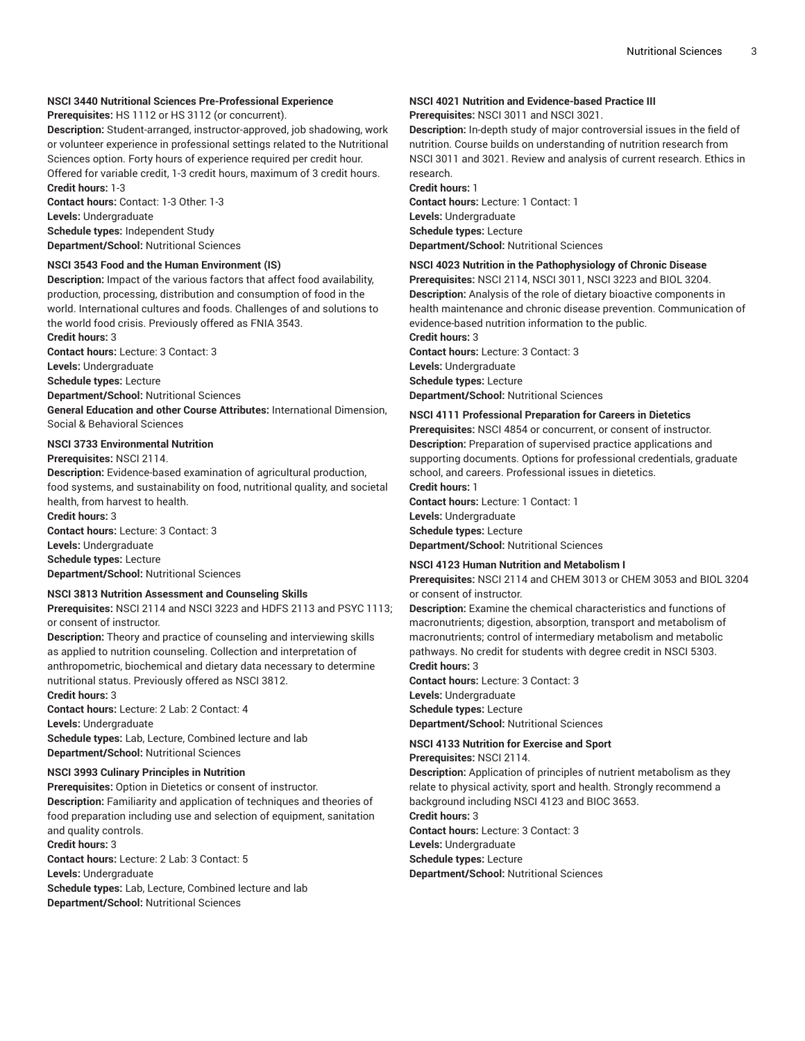**NSCI 3440 Nutritional Sciences Pre-Professional Experience**
**Prerequisites:** HS 1112 or HS 3112 (or concurrent).
**Description:** Student-arranged, instructor-approved, job shadowing, work or volunteer experience in professional settings related to the Nutritional Sciences option. Forty hours of experience required per credit hour. Offered for variable credit, 1-3 credit hours, maximum of 3 credit hours.
**Credit hours:** 1-3
**Contact hours:** Contact: 1-3 Other: 1-3
**Levels:** Undergraduate
**Schedule types:** Independent Study
**Department/School:** Nutritional Sciences

**NSCI 3543 Food and the Human Environment (IS)**
**Description:** Impact of the various factors that affect food availability, production, processing, distribution and consumption of food in the world. International cultures and foods. Challenges of and solutions to the world food crisis. Previously offered as FNIA 3543.
**Credit hours:** 3
**Contact hours:** Lecture: 3 Contact: 3
**Levels:** Undergraduate
**Schedule types:** Lecture
**Department/School:** Nutritional Sciences
**General Education and other Course Attributes:** International Dimension, Social & Behavioral Sciences

**NSCI 3733 Environmental Nutrition**
**Prerequisites:** NSCI 2114.
**Description:** Evidence-based examination of agricultural production, food systems, and sustainability on food, nutritional quality, and societal health, from harvest to health.
**Credit hours:** 3
**Contact hours:** Lecture: 3 Contact: 3
**Levels:** Undergraduate
**Schedule types:** Lecture
**Department/School:** Nutritional Sciences

**NSCI 3813 Nutrition Assessment and Counseling Skills**
**Prerequisites:** NSCI 2114 and NSCI 3223 and HDFS 2113 and PSYC 1113; or consent of instructor.
**Description:** Theory and practice of counseling and interviewing skills as applied to nutrition counseling. Collection and interpretation of anthropometric, biochemical and dietary data necessary to determine nutritional status. Previously offered as NSCI 3812.
**Credit hours:** 3
**Contact hours:** Lecture: 2 Lab: 2 Contact: 4
**Levels:** Undergraduate
**Schedule types:** Lab, Lecture, Combined lecture and lab
**Department/School:** Nutritional Sciences

**NSCI 3993 Culinary Principles in Nutrition**
**Prerequisites:** Option in Dietetics or consent of instructor.
**Description:** Familiarity and application of techniques and theories of food preparation including use and selection of equipment, sanitation and quality controls.
**Credit hours:** 3
**Contact hours:** Lecture: 2 Lab: 3 Contact: 5
**Levels:** Undergraduate
**Schedule types:** Lab, Lecture, Combined lecture and lab
**Department/School:** Nutritional Sciences

**NSCI 4021 Nutrition and Evidence-based Practice III**
**Prerequisites:** NSCI 3011 and NSCI 3021.
**Description:** In-depth study of major controversial issues in the field of nutrition. Course builds on understanding of nutrition research from NSCI 3011 and 3021. Review and analysis of current research. Ethics in research.
**Credit hours:** 1
**Contact hours:** Lecture: 1 Contact: 1
**Levels:** Undergraduate
**Schedule types:** Lecture
**Department/School:** Nutritional Sciences

**NSCI 4023 Nutrition in the Pathophysiology of Chronic Disease**
**Prerequisites:** NSCI 2114, NSCI 3011, NSCI 3223 and BIOL 3204.
**Description:** Analysis of the role of dietary bioactive components in health maintenance and chronic disease prevention. Communication of evidence-based nutrition information to the public.
**Credit hours:** 3
**Contact hours:** Lecture: 3 Contact: 3
**Levels:** Undergraduate
**Schedule types:** Lecture
**Department/School:** Nutritional Sciences

**NSCI 4111 Professional Preparation for Careers in Dietetics**
**Prerequisites:** NSCI 4854 or concurrent, or consent of instructor.
**Description:** Preparation of supervised practice applications and supporting documents. Options for professional credentials, graduate school, and careers. Professional issues in dietetics.
**Credit hours:** 1
**Contact hours:** Lecture: 1 Contact: 1
**Levels:** Undergraduate
**Schedule types:** Lecture
**Department/School:** Nutritional Sciences

**NSCI 4123 Human Nutrition and Metabolism I**
**Prerequisites:** NSCI 2114 and CHEM 3013 or CHEM 3053 and BIOL 3204 or consent of instructor.
**Description:** Examine the chemical characteristics and functions of macronutrients; digestion, absorption, transport and metabolism of macronutrients; control of intermediary metabolism and metabolic pathways. No credit for students with degree credit in NSCI 5303.
**Credit hours:** 3
**Contact hours:** Lecture: 3 Contact: 3
**Levels:** Undergraduate
**Schedule types:** Lecture
**Department/School:** Nutritional Sciences

**NSCI 4133 Nutrition for Exercise and Sport**
**Prerequisites:** NSCI 2114.
**Description:** Application of principles of nutrient metabolism as they relate to physical activity, sport and health. Strongly recommend a background including NSCI 4123 and BIOC 3653.
**Credit hours:** 3
**Contact hours:** Lecture: 3 Contact: 3
**Levels:** Undergraduate
**Schedule types:** Lecture
**Department/School:** Nutritional Sciences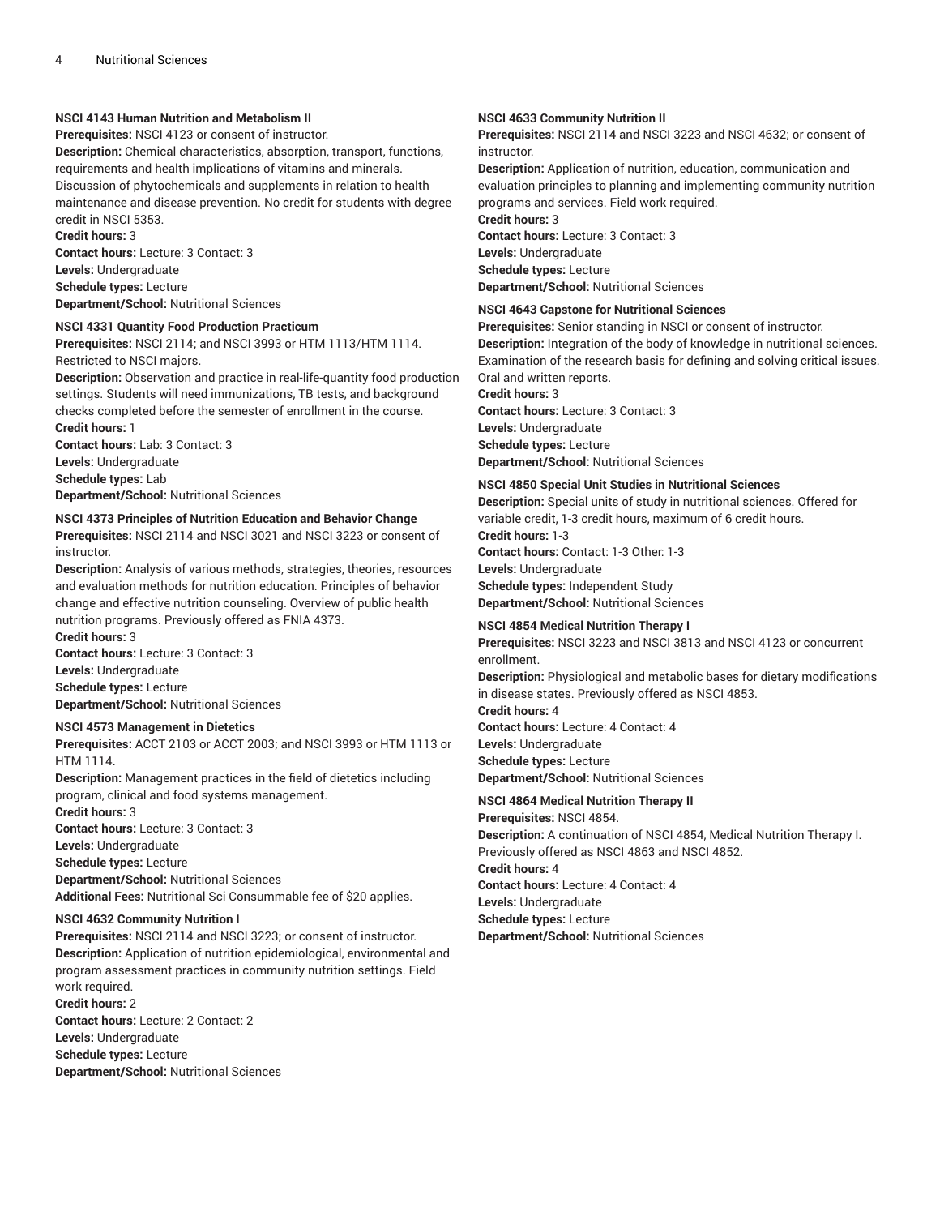**NSCI 4143 Human Nutrition and Metabolism II**
**Prerequisites:** NSCI 4123 or consent of instructor.
**Description:** Chemical characteristics, absorption, transport, functions, requirements and health implications of vitamins and minerals. Discussion of phytochemicals and supplements in relation to health maintenance and disease prevention. No credit for students with degree credit in NSCI 5353.
**Credit hours:** 3
**Contact hours:** Lecture: 3 Contact: 3
**Levels:** Undergraduate
**Schedule types:** Lecture
**Department/School:** Nutritional Sciences

**NSCI 4331 Quantity Food Production Practicum**
**Prerequisites:** NSCI 2114; and NSCI 3993 or HTM 1113/HTM 1114. Restricted to NSCI majors.
**Description:** Observation and practice in real-life-quantity food production settings. Students will need immunizations, TB tests, and background checks completed before the semester of enrollment in the course.
**Credit hours:** 1
**Contact hours:** Lab: 3 Contact: 3
**Levels:** Undergraduate
**Schedule types:** Lab
**Department/School:** Nutritional Sciences

**NSCI 4373 Principles of Nutrition Education and Behavior Change**
**Prerequisites:** NSCI 2114 and NSCI 3021 and NSCI 3223 or consent of instructor.
**Description:** Analysis of various methods, strategies, theories, resources and evaluation methods for nutrition education. Principles of behavior change and effective nutrition counseling. Overview of public health nutrition programs. Previously offered as FNIA 4373.
**Credit hours:** 3
**Contact hours:** Lecture: 3 Contact: 3
**Levels:** Undergraduate
**Schedule types:** Lecture
**Department/School:** Nutritional Sciences

**NSCI 4573 Management in Dietetics**
**Prerequisites:** ACCT 2103 or ACCT 2003; and NSCI 3993 or HTM 1113 or HTM 1114.
**Description:** Management practices in the field of dietetics including program, clinical and food systems management.
**Credit hours:** 3
**Contact hours:** Lecture: 3 Contact: 3
**Levels:** Undergraduate
**Schedule types:** Lecture
**Department/School:** Nutritional Sciences
**Additional Fees:** Nutritional Sci Consummable fee of $20 applies.

**NSCI 4632 Community Nutrition I**
**Prerequisites:** NSCI 2114 and NSCI 3223; or consent of instructor.
**Description:** Application of nutrition epidemiological, environmental and program assessment practices in community nutrition settings. Field work required.
**Credit hours:** 2
**Contact hours:** Lecture: 2 Contact: 2
**Levels:** Undergraduate
**Schedule types:** Lecture
**Department/School:** Nutritional Sciences

**NSCI 4633 Community Nutrition II**
**Prerequisites:** NSCI 2114 and NSCI 3223 and NSCI 4632; or consent of instructor.
**Description:** Application of nutrition, education, communication and evaluation principles to planning and implementing community nutrition programs and services. Field work required.
**Credit hours:** 3
**Contact hours:** Lecture: 3 Contact: 3
**Levels:** Undergraduate
**Schedule types:** Lecture
**Department/School:** Nutritional Sciences

**NSCI 4643 Capstone for Nutritional Sciences**
**Prerequisites:** Senior standing in NSCI or consent of instructor.
**Description:** Integration of the body of knowledge in nutritional sciences. Examination of the research basis for defining and solving critical issues. Oral and written reports.
**Credit hours:** 3
**Contact hours:** Lecture: 3 Contact: 3
**Levels:** Undergraduate
**Schedule types:** Lecture
**Department/School:** Nutritional Sciences

**NSCI 4850 Special Unit Studies in Nutritional Sciences**
**Description:** Special units of study in nutritional sciences. Offered for variable credit, 1-3 credit hours, maximum of 6 credit hours.
**Credit hours:** 1-3
**Contact hours:** Contact: 1-3 Other: 1-3
**Levels:** Undergraduate
**Schedule types:** Independent Study
**Department/School:** Nutritional Sciences

**NSCI 4854 Medical Nutrition Therapy I**
**Prerequisites:** NSCI 3223 and NSCI 3813 and NSCI 4123 or concurrent enrollment.
**Description:** Physiological and metabolic bases for dietary modifications in disease states. Previously offered as NSCI 4853.
**Credit hours:** 4
**Contact hours:** Lecture: 4 Contact: 4
**Levels:** Undergraduate
**Schedule types:** Lecture
**Department/School:** Nutritional Sciences

**NSCI 4864 Medical Nutrition Therapy II**
**Prerequisites:** NSCI 4854.
**Description:** A continuation of NSCI 4854, Medical Nutrition Therapy I. Previously offered as NSCI 4863 and NSCI 4852.
**Credit hours:** 4
**Contact hours:** Lecture: 4 Contact: 4
**Levels:** Undergraduate
**Schedule types:** Lecture
**Department/School:** Nutritional Sciences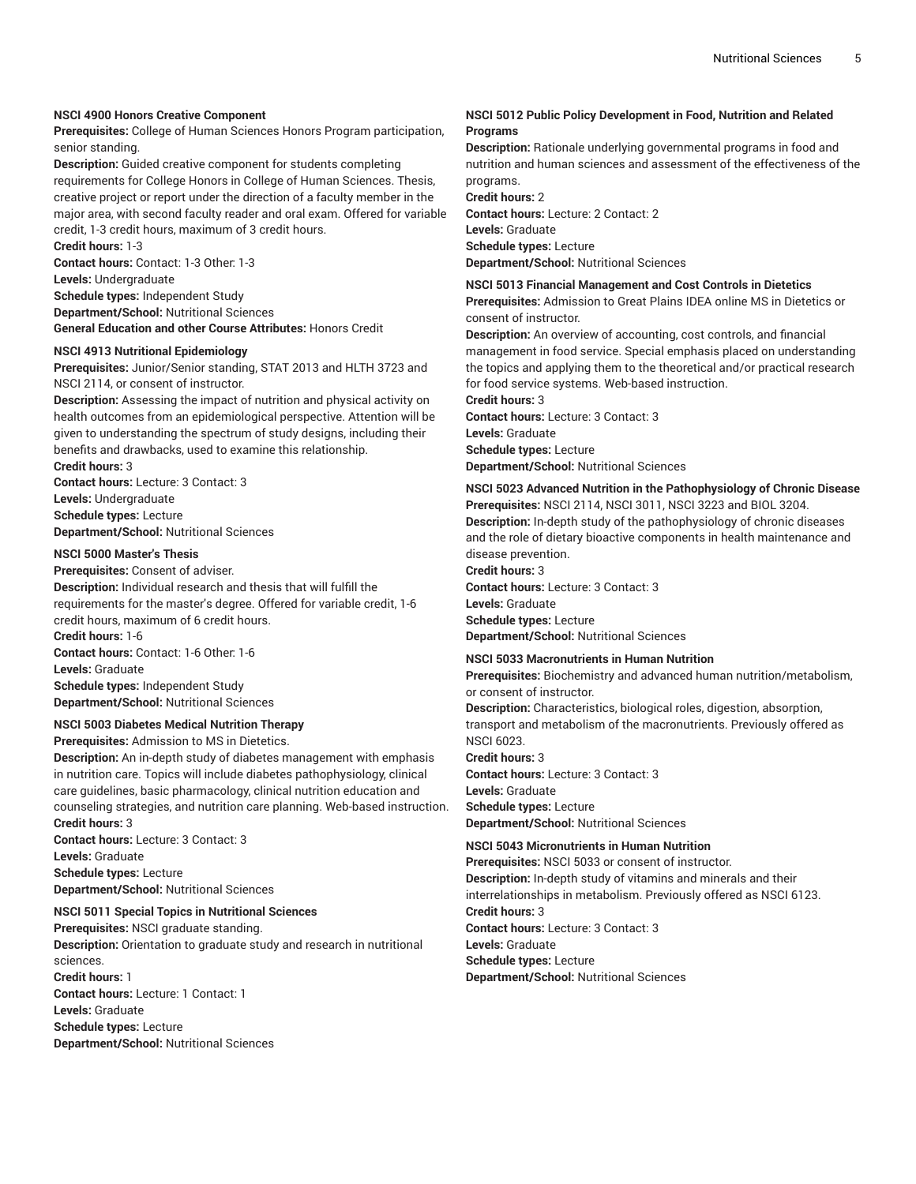**NSCI 4900 Honors Creative Component**

**Prerequisites:** College of Human Sciences Honors Program participation, senior standing.

**Description:** Guided creative component for students completing requirements for College Honors in College of Human Sciences. Thesis, creative project or report under the direction of a faculty member in the major area, with second faculty reader and oral exam. Offered for variable credit, 1-3 credit hours, maximum of 3 credit hours.

**Credit hours:** 1-3

**Contact hours:** Contact: 1-3 Other: 1-3

**Levels:** Undergraduate

**Schedule types:** Independent Study

**Department/School:** Nutritional Sciences

**General Education and other Course Attributes:** Honors Credit

**NSCI 4913 Nutritional Epidemiology**

**Prerequisites:** Junior/Senior standing, STAT 2013 and HLTH 3723 and NSCI 2114, or consent of instructor.

**Description:** Assessing the impact of nutrition and physical activity on health outcomes from an epidemiological perspective. Attention will be given to understanding the spectrum of study designs, including their benefits and drawbacks, used to examine this relationship.

**Credit hours:** 3

**Contact hours:** Lecture: 3 Contact: 3

**Levels:** Undergraduate

**Schedule types:** Lecture

**Department/School:** Nutritional Sciences

**NSCI 5000 Master's Thesis**

**Prerequisites:** Consent of adviser.

**Description:** Individual research and thesis that will fulfill the requirements for the master's degree. Offered for variable credit, 1-6 credit hours, maximum of 6 credit hours.

**Credit hours:** 1-6

**Contact hours:** Contact: 1-6 Other: 1-6

**Levels:** Graduate

**Schedule types:** Independent Study

**Department/School:** Nutritional Sciences

**NSCI 5003 Diabetes Medical Nutrition Therapy**

**Prerequisites:** Admission to MS in Dietetics.

**Description:** An in-depth study of diabetes management with emphasis in nutrition care. Topics will include diabetes pathophysiology, clinical care guidelines, basic pharmacology, clinical nutrition education and counseling strategies, and nutrition care planning. Web-based instruction.

**Credit hours:** 3

**Contact hours:** Lecture: 3 Contact: 3

**Levels:** Graduate

**Schedule types:** Lecture

**Department/School:** Nutritional Sciences

**NSCI 5011 Special Topics in Nutritional Sciences**

**Prerequisites:** NSCI graduate standing.

**Description:** Orientation to graduate study and research in nutritional sciences.

**Credit hours:** 1

**Contact hours:** Lecture: 1 Contact: 1

**Levels:** Graduate

**Schedule types:** Lecture

**Department/School:** Nutritional Sciences

**NSCI 5012 Public Policy Development in Food, Nutrition and Related Programs**

**Description:** Rationale underlying governmental programs in food and nutrition and human sciences and assessment of the effectiveness of the programs.

**Credit hours:** 2

**Contact hours:** Lecture: 2 Contact: 2

**Levels:** Graduate

**Schedule types:** Lecture

**Department/School:** Nutritional Sciences

**NSCI 5013 Financial Management and Cost Controls in Dietetics**

**Prerequisites:** Admission to Great Plains IDEA online MS in Dietetics or consent of instructor.

**Description:** An overview of accounting, cost controls, and financial management in food service. Special emphasis placed on understanding the topics and applying them to the theoretical and/or practical research for food service systems. Web-based instruction.

**Credit hours:** 3

**Contact hours:** Lecture: 3 Contact: 3

**Levels:** Graduate

**Schedule types:** Lecture

**Department/School:** Nutritional Sciences

**NSCI 5023 Advanced Nutrition in the Pathophysiology of Chronic Disease**

**Prerequisites:** NSCI 2114, NSCI 3011, NSCI 3223 and BIOL 3204.

**Description:** In-depth study of the pathophysiology of chronic diseases and the role of dietary bioactive components in health maintenance and disease prevention.

**Credit hours:** 3

**Contact hours:** Lecture: 3 Contact: 3

**Levels:** Graduate

**Schedule types:** Lecture

**Department/School:** Nutritional Sciences

**NSCI 5033 Macronutrients in Human Nutrition**

**Prerequisites:** Biochemistry and advanced human nutrition/metabolism, or consent of instructor.

**Description:** Characteristics, biological roles, digestion, absorption, transport and metabolism of the macronutrients. Previously offered as NSCI 6023.

**Credit hours:** 3

**Contact hours:** Lecture: 3 Contact: 3

**Levels:** Graduate

**Schedule types:** Lecture

**Department/School:** Nutritional Sciences

**NSCI 5043 Micronutrients in Human Nutrition**

**Prerequisites:** NSCI 5033 or consent of instructor.

**Description:** In-depth study of vitamins and minerals and their interrelationships in metabolism. Previously offered as NSCI 6123.

**Credit hours:** 3

**Contact hours:** Lecture: 3 Contact: 3

**Levels:** Graduate

**Schedule types:** Lecture

**Department/School:** Nutritional Sciences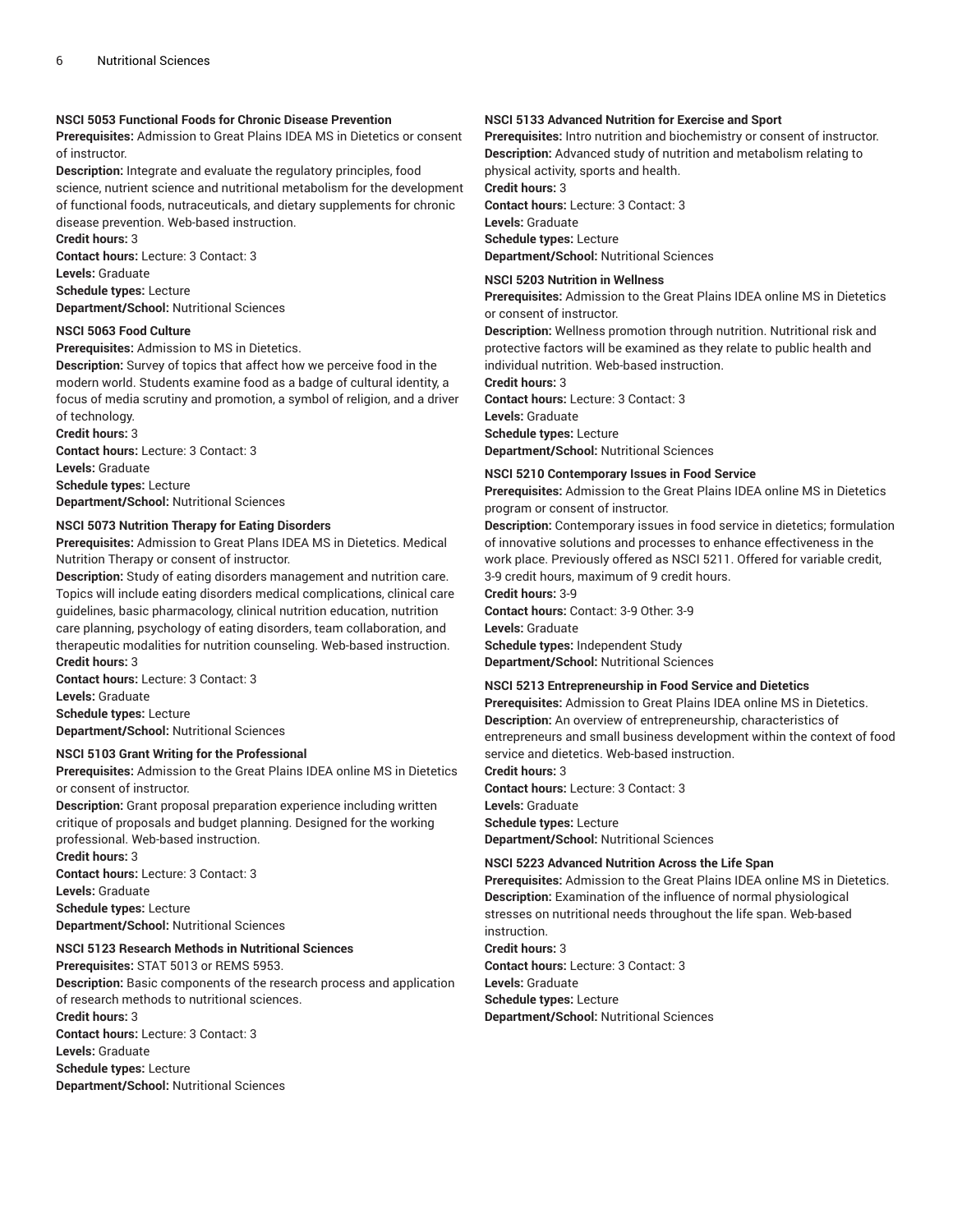**NSCI 5053 Functional Foods for Chronic Disease Prevention**
**Prerequisites:** Admission to Great Plains IDEA MS in Dietetics or consent of instructor.
**Description:** Integrate and evaluate the regulatory principles, food science, nutrient science and nutritional metabolism for the development of functional foods, nutraceuticals, and dietary supplements for chronic disease prevention. Web-based instruction.
**Credit hours:** 3
**Contact hours:** Lecture: 3 Contact: 3
**Levels:** Graduate
**Schedule types:** Lecture
**Department/School:** Nutritional Sciences

**NSCI 5063 Food Culture**
**Prerequisites:** Admission to MS in Dietetics.
**Description:** Survey of topics that affect how we perceive food in the modern world. Students examine food as a badge of cultural identity, a focus of media scrutiny and promotion, a symbol of religion, and a driver of technology.
**Credit hours:** 3
**Contact hours:** Lecture: 3 Contact: 3
**Levels:** Graduate
**Schedule types:** Lecture
**Department/School:** Nutritional Sciences

**NSCI 5073 Nutrition Therapy for Eating Disorders**
**Prerequisites:** Admission to Great Plans IDEA MS in Dietetics. Medical Nutrition Therapy or consent of instructor.
**Description:** Study of eating disorders management and nutrition care. Topics will include eating disorders medical complications, clinical care guidelines, basic pharmacology, clinical nutrition education, nutrition care planning, psychology of eating disorders, team collaboration, and therapeutic modalities for nutrition counseling. Web-based instruction.
**Credit hours:** 3
**Contact hours:** Lecture: 3 Contact: 3
**Levels:** Graduate
**Schedule types:** Lecture
**Department/School:** Nutritional Sciences

**NSCI 5103 Grant Writing for the Professional**
**Prerequisites:** Admission to the Great Plains IDEA online MS in Dietetics or consent of instructor.
**Description:** Grant proposal preparation experience including written critique of proposals and budget planning. Designed for the working professional. Web-based instruction.
**Credit hours:** 3
**Contact hours:** Lecture: 3 Contact: 3
**Levels:** Graduate
**Schedule types:** Lecture
**Department/School:** Nutritional Sciences

**NSCI 5123 Research Methods in Nutritional Sciences**
**Prerequisites:** STAT 5013 or REMS 5953.
**Description:** Basic components of the research process and application of research methods to nutritional sciences.
**Credit hours:** 3
**Contact hours:** Lecture: 3 Contact: 3
**Levels:** Graduate
**Schedule types:** Lecture
**Department/School:** Nutritional Sciences

**NSCI 5133 Advanced Nutrition for Exercise and Sport**
**Prerequisites:** Intro nutrition and biochemistry or consent of instructor.
**Description:** Advanced study of nutrition and metabolism relating to physical activity, sports and health.
**Credit hours:** 3
**Contact hours:** Lecture: 3 Contact: 3
**Levels:** Graduate
**Schedule types:** Lecture
**Department/School:** Nutritional Sciences

**NSCI 5203 Nutrition in Wellness**
**Prerequisites:** Admission to the Great Plains IDEA online MS in Dietetics or consent of instructor.
**Description:** Wellness promotion through nutrition. Nutritional risk and protective factors will be examined as they relate to public health and individual nutrition. Web-based instruction.
**Credit hours:** 3
**Contact hours:** Lecture: 3 Contact: 3
**Levels:** Graduate
**Schedule types:** Lecture
**Department/School:** Nutritional Sciences

**NSCI 5210 Contemporary Issues in Food Service**
**Prerequisites:** Admission to the Great Plains IDEA online MS in Dietetics program or consent of instructor.
**Description:** Contemporary issues in food service in dietetics; formulation of innovative solutions and processes to enhance effectiveness in the work place. Previously offered as NSCI 5211. Offered for variable credit, 3-9 credit hours, maximum of 9 credit hours.
**Credit hours:** 3-9
**Contact hours:** Contact: 3-9 Other: 3-9
**Levels:** Graduate
**Schedule types:** Independent Study
**Department/School:** Nutritional Sciences

**NSCI 5213 Entrepreneurship in Food Service and Dietetics**
**Prerequisites:** Admission to Great Plains IDEA online MS in Dietetics.
**Description:** An overview of entrepreneurship, characteristics of entrepreneurs and small business development within the context of food service and dietetics. Web-based instruction.
**Credit hours:** 3
**Contact hours:** Lecture: 3 Contact: 3
**Levels:** Graduate
**Schedule types:** Lecture
**Department/School:** Nutritional Sciences

**NSCI 5223 Advanced Nutrition Across the Life Span**
**Prerequisites:** Admission to the Great Plains IDEA online MS in Dietetics.
**Description:** Examination of the influence of normal physiological stresses on nutritional needs throughout the life span. Web-based instruction.
**Credit hours:** 3
**Contact hours:** Lecture: 3 Contact: 3
**Levels:** Graduate
**Schedule types:** Lecture
**Department/School:** Nutritional Sciences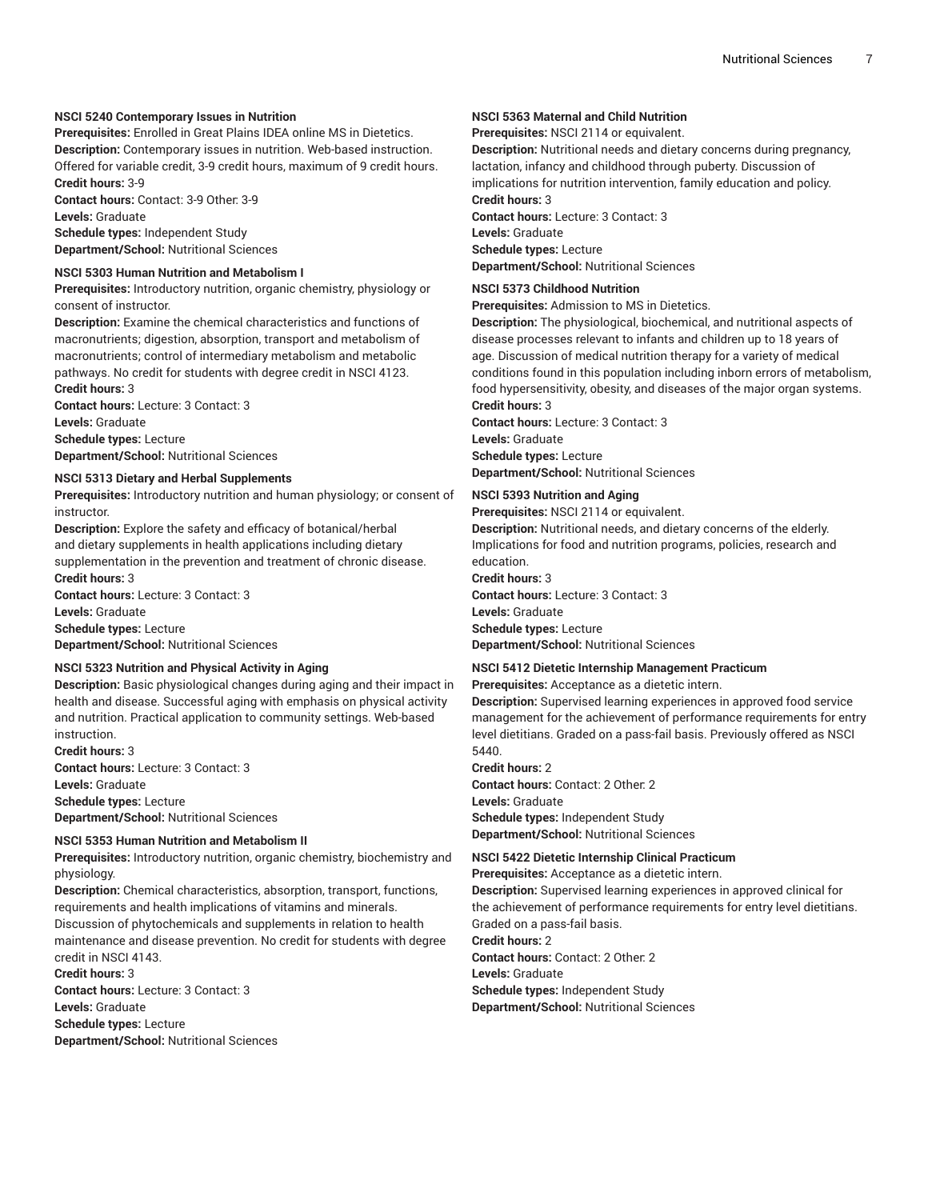**NSCI 5240 Contemporary Issues in Nutrition**
**Prerequisites:** Enrolled in Great Plains IDEA online MS in Dietetics.
**Description:** Contemporary issues in nutrition. Web-based instruction. Offered for variable credit, 3-9 credit hours, maximum of 9 credit hours.
**Credit hours:** 3-9
**Contact hours:** Contact: 3-9 Other: 3-9
**Levels:** Graduate
**Schedule types:** Independent Study
**Department/School:** Nutritional Sciences

**NSCI 5303 Human Nutrition and Metabolism I**
**Prerequisites:** Introductory nutrition, organic chemistry, physiology or consent of instructor.
**Description:** Examine the chemical characteristics and functions of macronutrients; digestion, absorption, transport and metabolism of macronutrients; control of intermediary metabolism and metabolic pathways. No credit for students with degree credit in NSCI 4123.
**Credit hours:** 3
**Contact hours:** Lecture: 3 Contact: 3
**Levels:** Graduate
**Schedule types:** Lecture
**Department/School:** Nutritional Sciences

**NSCI 5313 Dietary and Herbal Supplements**
**Prerequisites:** Introductory nutrition and human physiology; or consent of instructor.
**Description:** Explore the safety and efficacy of botanical/herbal and dietary supplements in health applications including dietary supplementation in the prevention and treatment of chronic disease.
**Credit hours:** 3
**Contact hours:** Lecture: 3 Contact: 3
**Levels:** Graduate
**Schedule types:** Lecture
**Department/School:** Nutritional Sciences

**NSCI 5323 Nutrition and Physical Activity in Aging**
**Description:** Basic physiological changes during aging and their impact in health and disease. Successful aging with emphasis on physical activity and nutrition. Practical application to community settings. Web-based instruction.
**Credit hours:** 3
**Contact hours:** Lecture: 3 Contact: 3
**Levels:** Graduate
**Schedule types:** Lecture
**Department/School:** Nutritional Sciences

**NSCI 5353 Human Nutrition and Metabolism II**
**Prerequisites:** Introductory nutrition, organic chemistry, biochemistry and physiology.
**Description:** Chemical characteristics, absorption, transport, functions, requirements and health implications of vitamins and minerals. Discussion of phytochemicals and supplements in relation to health maintenance and disease prevention. No credit for students with degree credit in NSCI 4143.
**Credit hours:** 3
**Contact hours:** Lecture: 3 Contact: 3
**Levels:** Graduate
**Schedule types:** Lecture
**Department/School:** Nutritional Sciences

**NSCI 5363 Maternal and Child Nutrition**
**Prerequisites:** NSCI 2114 or equivalent.
**Description:** Nutritional needs and dietary concerns during pregnancy, lactation, infancy and childhood through puberty. Discussion of implications for nutrition intervention, family education and policy.
**Credit hours:** 3
**Contact hours:** Lecture: 3 Contact: 3
**Levels:** Graduate
**Schedule types:** Lecture
**Department/School:** Nutritional Sciences

**NSCI 5373 Childhood Nutrition**
**Prerequisites:** Admission to MS in Dietetics.
**Description:** The physiological, biochemical, and nutritional aspects of disease processes relevant to infants and children up to 18 years of age. Discussion of medical nutrition therapy for a variety of medical conditions found in this population including inborn errors of metabolism, food hypersensitivity, obesity, and diseases of the major organ systems.
**Credit hours:** 3
**Contact hours:** Lecture: 3 Contact: 3
**Levels:** Graduate
**Schedule types:** Lecture
**Department/School:** Nutritional Sciences

**NSCI 5393 Nutrition and Aging**
**Prerequisites:** NSCI 2114 or equivalent.
**Description:** Nutritional needs, and dietary concerns of the elderly. Implications for food and nutrition programs, policies, research and education.
**Credit hours:** 3
**Contact hours:** Lecture: 3 Contact: 3
**Levels:** Graduate
**Schedule types:** Lecture
**Department/School:** Nutritional Sciences

**NSCI 5412 Dietetic Internship Management Practicum**
**Prerequisites:** Acceptance as a dietetic intern.
**Description:** Supervised learning experiences in approved food service management for the achievement of performance requirements for entry level dietitians. Graded on a pass-fail basis. Previously offered as NSCI 5440.
**Credit hours:** 2
**Contact hours:** Contact: 2 Other: 2
**Levels:** Graduate
**Schedule types:** Independent Study
**Department/School:** Nutritional Sciences

**NSCI 5422 Dietetic Internship Clinical Practicum**
**Prerequisites:** Acceptance as a dietetic intern.
**Description:** Supervised learning experiences in approved clinical for the achievement of performance requirements for entry level dietitians. Graded on a pass-fail basis.
**Credit hours:** 2
**Contact hours:** Contact: 2 Other: 2
**Levels:** Graduate
**Schedule types:** Independent Study
**Department/School:** Nutritional Sciences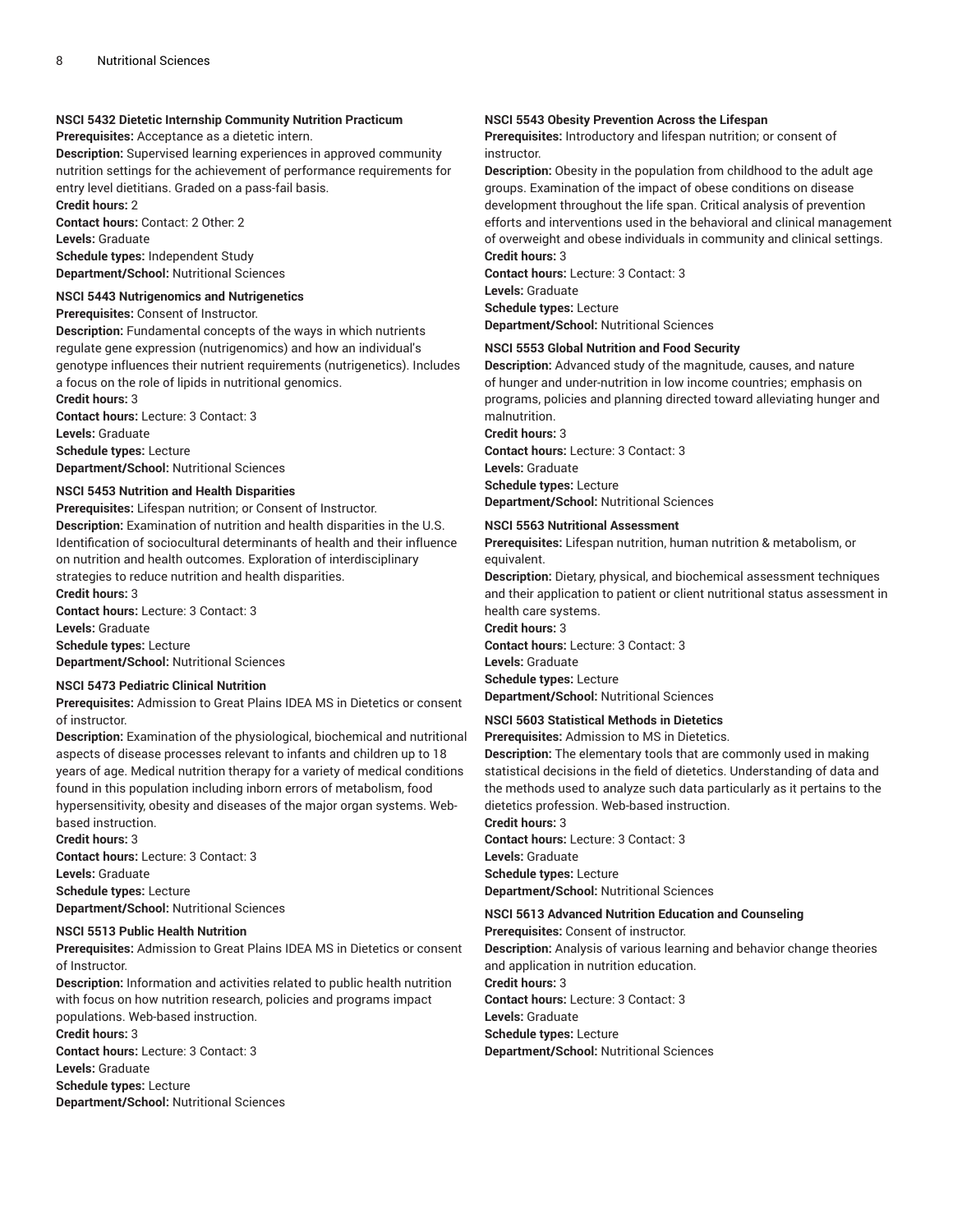#### NSCI 5432 Dietetic Internship Community Nutrition Practicum

**Prerequisites:** Acceptance as a dietetic intern.

**Description:** Supervised learning experiences in approved community nutrition settings for the achievement of performance requirements for entry level dietitians. Graded on a pass-fail basis.

**Credit hours:** 2

**Contact hours:** Contact: 2 Other: 2

**Levels:** Graduate

**Schedule types:** Independent Study

**Department/School:** Nutritional Sciences

#### NSCI 5443 Nutrigenomics and Nutrigenetics

**Prerequisites:** Consent of Instructor.

**Description:** Fundamental concepts of the ways in which nutrients regulate gene expression (nutrigenomics) and how an individual's genotype influences their nutrient requirements (nutrigenetics). Includes a focus on the role of lipids in nutritional genomics.

**Credit hours:** 3

**Contact hours:** Lecture: 3 Contact: 3

**Levels:** Graduate

**Schedule types:** Lecture

**Department/School:** Nutritional Sciences

#### NSCI 5453 Nutrition and Health Disparities

**Prerequisites:** Lifespan nutrition; or Consent of Instructor.

**Description:** Examination of nutrition and health disparities in the U.S. Identification of sociocultural determinants of health and their influence on nutrition and health outcomes. Exploration of interdisciplinary strategies to reduce nutrition and health disparities.

**Credit hours:** 3

**Contact hours:** Lecture: 3 Contact: 3

**Levels:** Graduate

**Schedule types:** Lecture

**Department/School:** Nutritional Sciences

#### NSCI 5473 Pediatric Clinical Nutrition

**Prerequisites:** Admission to Great Plains IDEA MS in Dietetics or consent of instructor.

**Description:** Examination of the physiological, biochemical and nutritional aspects of disease processes relevant to infants and children up to 18 years of age. Medical nutrition therapy for a variety of medical conditions found in this population including inborn errors of metabolism, food hypersensitivity, obesity and diseases of the major organ systems. Web-based instruction.

**Credit hours:** 3

**Contact hours:** Lecture: 3 Contact: 3

**Levels:** Graduate

**Schedule types:** Lecture

**Department/School:** Nutritional Sciences

#### NSCI 5513 Public Health Nutrition

**Prerequisites:** Admission to Great Plains IDEA MS in Dietetics or consent of Instructor.

**Description:** Information and activities related to public health nutrition with focus on how nutrition research, policies and programs impact populations. Web-based instruction.

**Credit hours:** 3

**Contact hours:** Lecture: 3 Contact: 3

**Levels:** Graduate

**Schedule types:** Lecture

**Department/School:** Nutritional Sciences

#### NSCI 5543 Obesity Prevention Across the Lifespan

**Prerequisites:** Introductory and lifespan nutrition; or consent of instructor.

**Description:** Obesity in the population from childhood to the adult age groups. Examination of the impact of obese conditions on disease development throughout the life span. Critical analysis of prevention efforts and interventions used in the behavioral and clinical management of overweight and obese individuals in community and clinical settings.

**Credit hours:** 3

**Contact hours:** Lecture: 3 Contact: 3

**Levels:** Graduate

**Schedule types:** Lecture

**Department/School:** Nutritional Sciences

#### NSCI 5553 Global Nutrition and Food Security

**Description:** Advanced study of the magnitude, causes, and nature of hunger and under-nutrition in low income countries; emphasis on programs, policies and planning directed toward alleviating hunger and malnutrition.

**Credit hours:** 3

**Contact hours:** Lecture: 3 Contact: 3

**Levels:** Graduate

**Schedule types:** Lecture

**Department/School:** Nutritional Sciences

#### NSCI 5563 Nutritional Assessment

**Prerequisites:** Lifespan nutrition, human nutrition & metabolism, or equivalent.

**Description:** Dietary, physical, and biochemical assessment techniques and their application to patient or client nutritional status assessment in health care systems.

**Credit hours:** 3

**Contact hours:** Lecture: 3 Contact: 3

**Levels:** Graduate

**Schedule types:** Lecture

**Department/School:** Nutritional Sciences

#### NSCI 5603 Statistical Methods in Dietetics

**Prerequisites:** Admission to MS in Dietetics.

**Description:** The elementary tools that are commonly used in making statistical decisions in the field of dietetics. Understanding of data and the methods used to analyze such data particularly as it pertains to the dietetics profession. Web-based instruction.

**Credit hours:** 3

**Contact hours:** Lecture: 3 Contact: 3

**Levels:** Graduate

**Schedule types:** Lecture

**Department/School:** Nutritional Sciences

#### NSCI 5613 Advanced Nutrition Education and Counseling

**Prerequisites:** Consent of instructor.

**Description:** Analysis of various learning and behavior change theories and application in nutrition education.

**Credit hours:** 3

**Contact hours:** Lecture: 3 Contact: 3

**Levels:** Graduate

**Schedule types:** Lecture

**Department/School:** Nutritional Sciences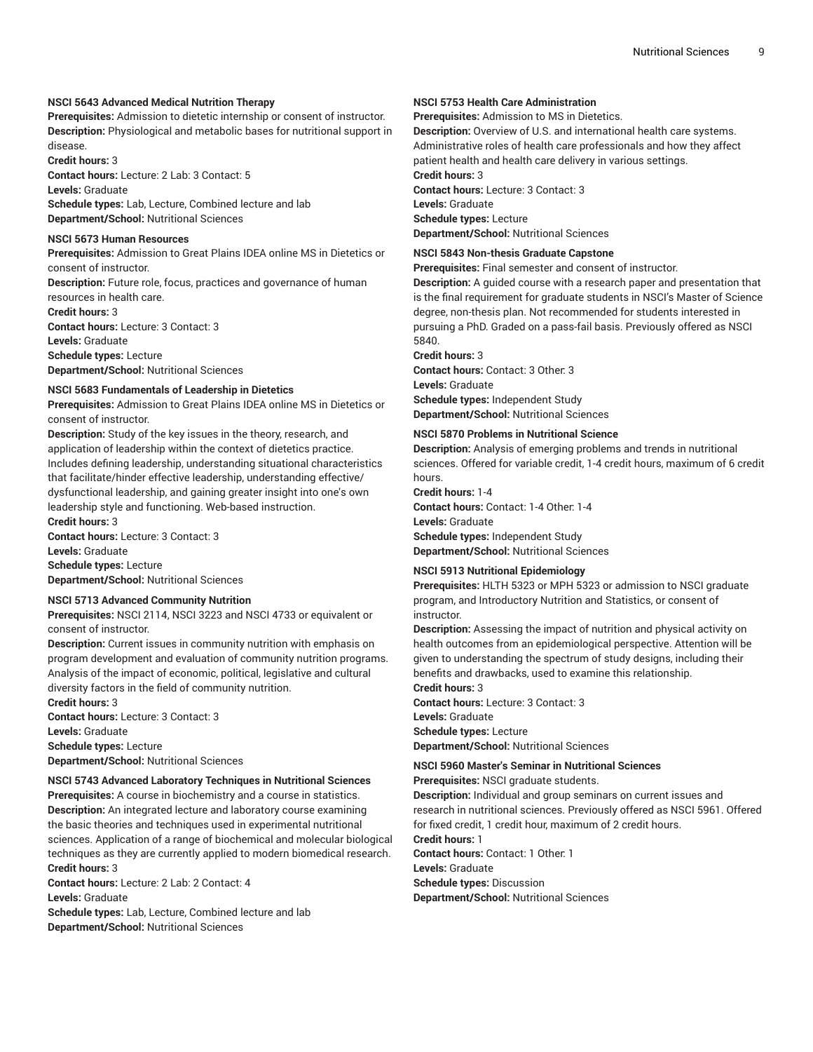**NSCI 5643 Advanced Medical Nutrition Therapy**
**Prerequisites:** Admission to dietetic internship or consent of instructor.
**Description:** Physiological and metabolic bases for nutritional support in disease.
**Credit hours:** 3
**Contact hours:** Lecture: 2 Lab: 3 Contact: 5
**Levels:** Graduate
**Schedule types:** Lab, Lecture, Combined lecture and lab
**Department/School:** Nutritional Sciences

**NSCI 5673 Human Resources**
**Prerequisites:** Admission to Great Plains IDEA online MS in Dietetics or consent of instructor.
**Description:** Future role, focus, practices and governance of human resources in health care.
**Credit hours:** 3
**Contact hours:** Lecture: 3 Contact: 3
**Levels:** Graduate
**Schedule types:** Lecture
**Department/School:** Nutritional Sciences

**NSCI 5683 Fundamentals of Leadership in Dietetics**
**Prerequisites:** Admission to Great Plains IDEA online MS in Dietetics or consent of instructor.
**Description:** Study of the key issues in the theory, research, and application of leadership within the context of dietetics practice. Includes defining leadership, understanding situational characteristics that facilitate/hinder effective leadership, understanding effective/dysfunctional leadership, and gaining greater insight into one's own leadership style and functioning. Web-based instruction.
**Credit hours:** 3
**Contact hours:** Lecture: 3 Contact: 3
**Levels:** Graduate
**Schedule types:** Lecture
**Department/School:** Nutritional Sciences

**NSCI 5713 Advanced Community Nutrition**
**Prerequisites:** NSCI 2114, NSCI 3223 and NSCI 4733 or equivalent or consent of instructor.
**Description:** Current issues in community nutrition with emphasis on program development and evaluation of community nutrition programs. Analysis of the impact of economic, political, legislative and cultural diversity factors in the field of community nutrition.
**Credit hours:** 3
**Contact hours:** Lecture: 3 Contact: 3
**Levels:** Graduate
**Schedule types:** Lecture
**Department/School:** Nutritional Sciences

**NSCI 5743 Advanced Laboratory Techniques in Nutritional Sciences**
**Prerequisites:** A course in biochemistry and a course in statistics.
**Description:** An integrated lecture and laboratory course examining the basic theories and techniques used in experimental nutritional sciences. Application of a range of biochemical and molecular biological techniques as they are currently applied to modern biomedical research.
**Credit hours:** 3
**Contact hours:** Lecture: 2 Lab: 2 Contact: 4
**Levels:** Graduate
**Schedule types:** Lab, Lecture, Combined lecture and lab
**Department/School:** Nutritional Sciences

**NSCI 5753 Health Care Administration**
**Prerequisites:** Admission to MS in Dietetics.
**Description:** Overview of U.S. and international health care systems. Administrative roles of health care professionals and how they affect patient health and health care delivery in various settings.
**Credit hours:** 3
**Contact hours:** Lecture: 3 Contact: 3
**Levels:** Graduate
**Schedule types:** Lecture
**Department/School:** Nutritional Sciences

**NSCI 5843 Non-thesis Graduate Capstone**
**Prerequisites:** Final semester and consent of instructor.
**Description:** A guided course with a research paper and presentation that is the final requirement for graduate students in NSCI's Master of Science degree, non-thesis plan. Not recommended for students interested in pursuing a PhD. Graded on a pass-fail basis. Previously offered as NSCI 5840.
**Credit hours:** 3
**Contact hours:** Contact: 3 Other: 3
**Levels:** Graduate
**Schedule types:** Independent Study
**Department/School:** Nutritional Sciences

**NSCI 5870 Problems in Nutritional Science**
**Description:** Analysis of emerging problems and trends in nutritional sciences. Offered for variable credit, 1-4 credit hours, maximum of 6 credit hours.
**Credit hours:** 1-4
**Contact hours:** Contact: 1-4 Other: 1-4
**Levels:** Graduate
**Schedule types:** Independent Study
**Department/School:** Nutritional Sciences

**NSCI 5913 Nutritional Epidemiology**
**Prerequisites:** HLTH 5323 or MPH 5323 or admission to NSCI graduate program, and Introductory Nutrition and Statistics, or consent of instructor.
**Description:** Assessing the impact of nutrition and physical activity on health outcomes from an epidemiological perspective. Attention will be given to understanding the spectrum of study designs, including their benefits and drawbacks, used to examine this relationship.
**Credit hours:** 3
**Contact hours:** Lecture: 3 Contact: 3
**Levels:** Graduate
**Schedule types:** Lecture
**Department/School:** Nutritional Sciences

**NSCI 5960 Master's Seminar in Nutritional Sciences**
**Prerequisites:** NSCI graduate students.
**Description:** Individual and group seminars on current issues and research in nutritional sciences. Previously offered as NSCI 5961. Offered for fixed credit, 1 credit hour, maximum of 2 credit hours.
**Credit hours:** 1
**Contact hours:** Contact: 1 Other: 1
**Levels:** Graduate
**Schedule types:** Discussion
**Department/School:** Nutritional Sciences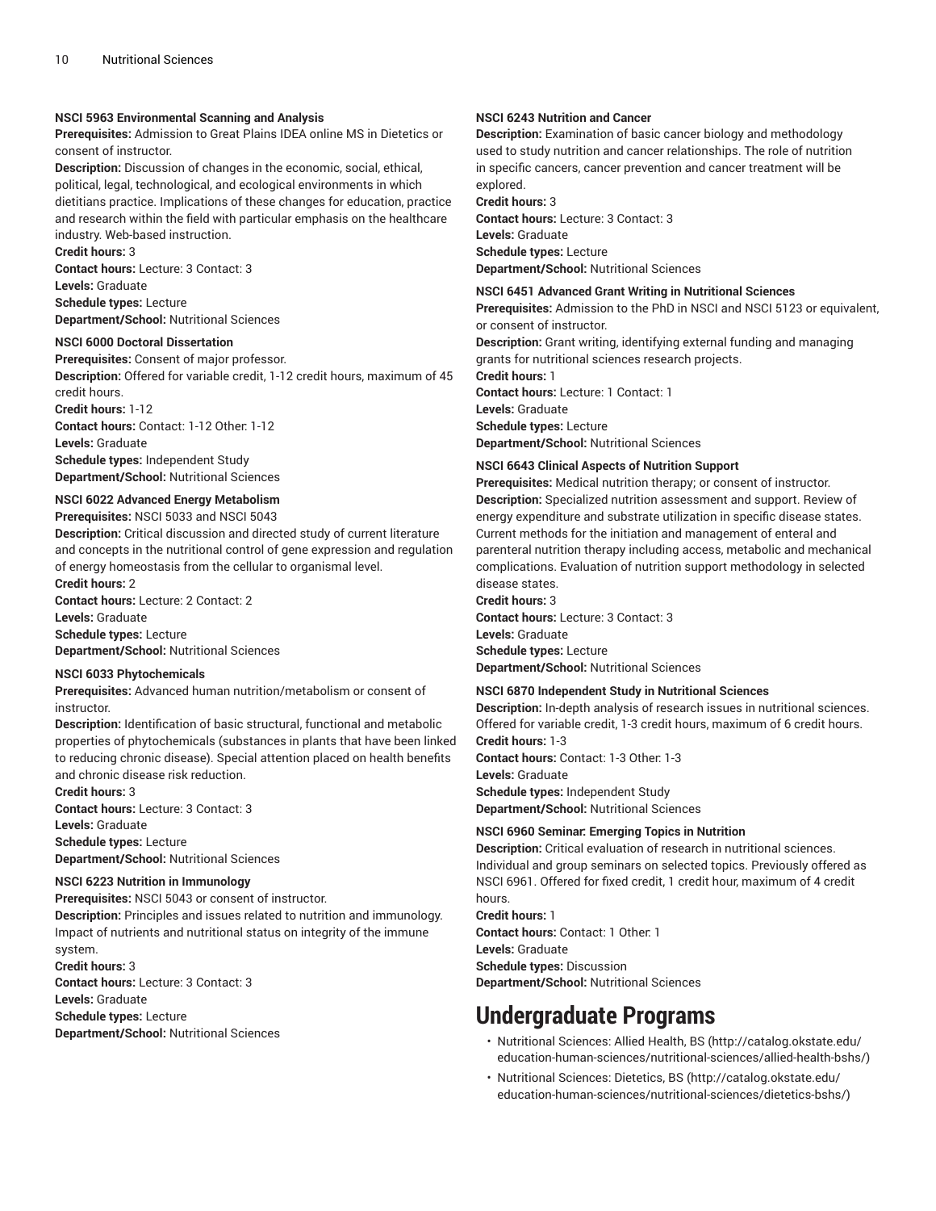**NSCI 5963 Environmental Scanning and Analysis**
**Prerequisites:** Admission to Great Plains IDEA online MS in Dietetics or consent of instructor.
**Description:** Discussion of changes in the economic, social, ethical, political, legal, technological, and ecological environments in which dietitians practice. Implications of these changes for education, practice and research within the field with particular emphasis on the healthcare industry. Web-based instruction.
**Credit hours:** 3
**Contact hours:** Lecture: 3 Contact: 3
**Levels:** Graduate
**Schedule types:** Lecture
**Department/School:** Nutritional Sciences

**NSCI 6000 Doctoral Dissertation**
**Prerequisites:** Consent of major professor.
**Description:** Offered for variable credit, 1-12 credit hours, maximum of 45 credit hours.
**Credit hours:** 1-12
**Contact hours:** Contact: 1-12 Other: 1-12
**Levels:** Graduate
**Schedule types:** Independent Study
**Department/School:** Nutritional Sciences

**NSCI 6022 Advanced Energy Metabolism**
**Prerequisites:** NSCI 5033 and NSCI 5043
**Description:** Critical discussion and directed study of current literature and concepts in the nutritional control of gene expression and regulation of energy homeostasis from the cellular to organismal level.
**Credit hours:** 2
**Contact hours:** Lecture: 2 Contact: 2
**Levels:** Graduate
**Schedule types:** Lecture
**Department/School:** Nutritional Sciences

**NSCI 6033 Phytochemicals**
**Prerequisites:** Advanced human nutrition/metabolism or consent of instructor.
**Description:** Identification of basic structural, functional and metabolic properties of phytochemicals (substances in plants that have been linked to reducing chronic disease). Special attention placed on health benefits and chronic disease risk reduction.
**Credit hours:** 3
**Contact hours:** Lecture: 3 Contact: 3
**Levels:** Graduate
**Schedule types:** Lecture
**Department/School:** Nutritional Sciences

**NSCI 6223 Nutrition in Immunology**
**Prerequisites:** NSCI 5043 or consent of instructor.
**Description:** Principles and issues related to nutrition and immunology. Impact of nutrients and nutritional status on integrity of the immune system.
**Credit hours:** 3
**Contact hours:** Lecture: 3 Contact: 3
**Levels:** Graduate
**Schedule types:** Lecture
**Department/School:** Nutritional Sciences

**NSCI 6243 Nutrition and Cancer**
**Description:** Examination of basic cancer biology and methodology used to study nutrition and cancer relationships. The role of nutrition in specific cancers, cancer prevention and cancer treatment will be explored.
**Credit hours:** 3
**Contact hours:** Lecture: 3 Contact: 3
**Levels:** Graduate
**Schedule types:** Lecture
**Department/School:** Nutritional Sciences

**NSCI 6451 Advanced Grant Writing in Nutritional Sciences**
**Prerequisites:** Admission to the PhD in NSCI and NSCI 5123 or equivalent, or consent of instructor.
**Description:** Grant writing, identifying external funding and managing grants for nutritional sciences research projects.
**Credit hours:** 1
**Contact hours:** Lecture: 1 Contact: 1
**Levels:** Graduate
**Schedule types:** Lecture
**Department/School:** Nutritional Sciences

**NSCI 6643 Clinical Aspects of Nutrition Support**
**Prerequisites:** Medical nutrition therapy; or consent of instructor.
**Description:** Specialized nutrition assessment and support. Review of energy expenditure and substrate utilization in specific disease states. Current methods for the initiation and management of enteral and parenteral nutrition therapy including access, metabolic and mechanical complications. Evaluation of nutrition support methodology in selected disease states.
**Credit hours:** 3
**Contact hours:** Lecture: 3 Contact: 3
**Levels:** Graduate
**Schedule types:** Lecture
**Department/School:** Nutritional Sciences

**NSCI 6870 Independent Study in Nutritional Sciences**
**Description:** In-depth analysis of research issues in nutritional sciences. Offered for variable credit, 1-3 credit hours, maximum of 6 credit hours.
**Credit hours:** 1-3
**Contact hours:** Contact: 1-3 Other: 1-3
**Levels:** Graduate
**Schedule types:** Independent Study
**Department/School:** Nutritional Sciences

**NSCI 6960 Seminar: Emerging Topics in Nutrition**
**Description:** Critical evaluation of research in nutritional sciences. Individual and group seminars on selected topics. Previously offered as NSCI 6961. Offered for fixed credit, 1 credit hour, maximum of 4 credit hours.
**Credit hours:** 1
**Contact hours:** Contact: 1 Other: 1
**Levels:** Graduate
**Schedule types:** Discussion
**Department/School:** Nutritional Sciences

# Undergraduate Programs

- Nutritional Sciences: Allied Health, BS (http://catalog.okstate.edu/education-human-sciences/nutritional-sciences/allied-health-bshs/)
- Nutritional Sciences: Dietetics, BS (http://catalog.okstate.edu/education-human-sciences/nutritional-sciences/dietetics-bshs/)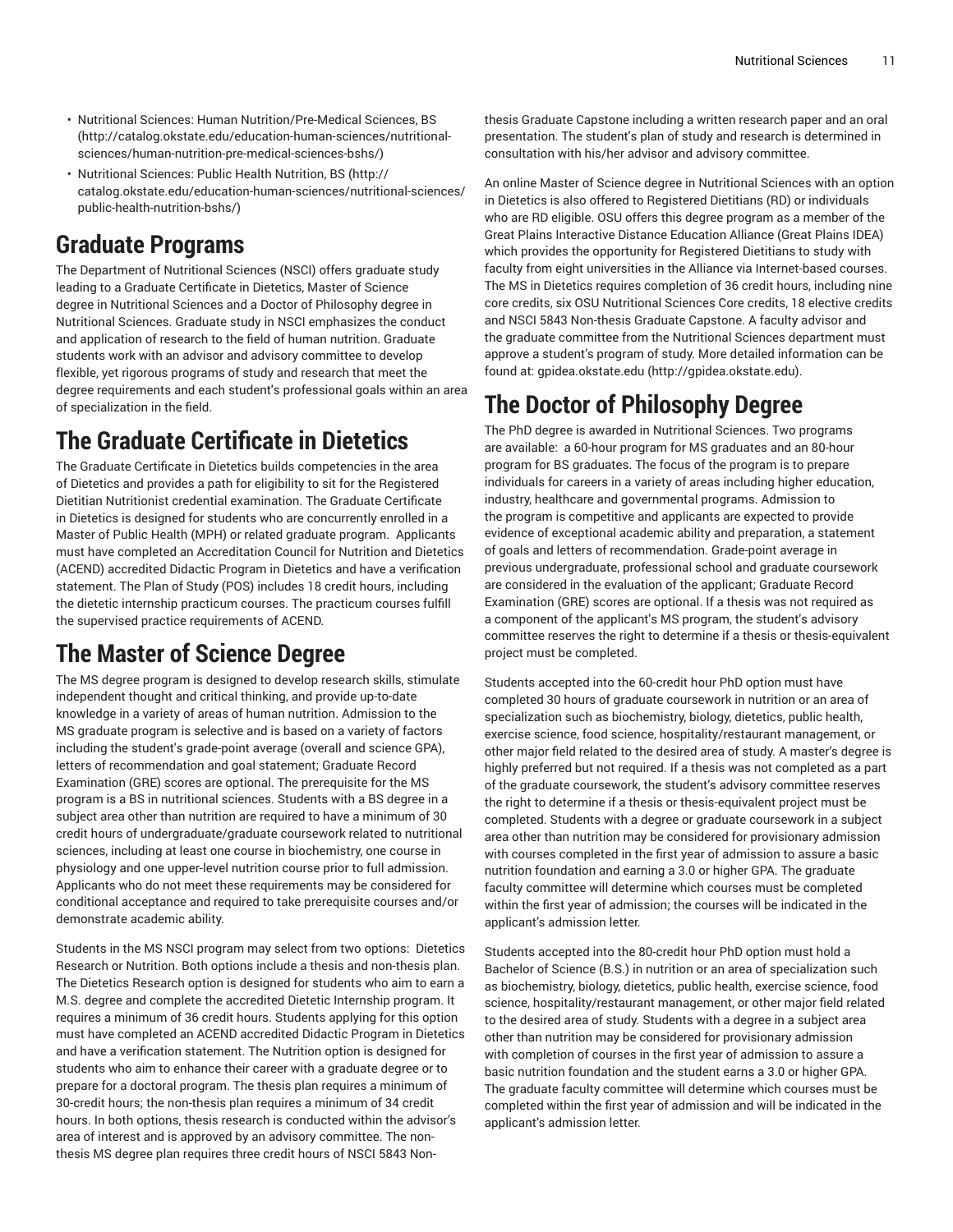- Nutritional Sciences: Human Nutrition/Pre-Medical Sciences, BS (http://catalog.okstate.edu/education-human-sciences/nutritional-sciences/human-nutrition-pre-medical-sciences-bshs/)
- Nutritional Sciences: Public Health Nutrition, BS (http://catalog.okstate.edu/education-human-sciences/nutritional-sciences/public-health-nutrition-bshs/)

# Graduate Programs

The Department of Nutritional Sciences (NSCI) offers graduate study leading to a Graduate Certificate in Dietetics, Master of Science degree in Nutritional Sciences and a Doctor of Philosophy degree in Nutritional Sciences. Graduate study in NSCI emphasizes the conduct and application of research to the field of human nutrition. Graduate students work with an advisor and advisory committee to develop flexible, yet rigorous programs of study and research that meet the degree requirements and each student's professional goals within an area of specialization in the field.

# The Graduate Certificate in Dietetics

The Graduate Certificate in Dietetics builds competencies in the area of Dietetics and provides a path for eligibility to sit for the Registered Dietitian Nutritionist credential examination. The Graduate Certificate in Dietetics is designed for students who are concurrently enrolled in a Master of Public Health (MPH) or related graduate program. Applicants must have completed an Accreditation Council for Nutrition and Dietetics (ACEND) accredited Didactic Program in Dietetics and have a verification statement. The Plan of Study (POS) includes 18 credit hours, including the dietetic internship practicum courses. The practicum courses fulfill the supervised practice requirements of ACEND.

# The Master of Science Degree

The MS degree program is designed to develop research skills, stimulate independent thought and critical thinking, and provide up-to-date knowledge in a variety of areas of human nutrition. Admission to the MS graduate program is selective and is based on a variety of factors including the student's grade-point average (overall and science GPA), letters of recommendation and goal statement; Graduate Record Examination (GRE) scores are optional. The prerequisite for the MS program is a BS in nutritional sciences. Students with a BS degree in a subject area other than nutrition are required to have a minimum of 30 credit hours of undergraduate/graduate coursework related to nutritional sciences, including at least one course in biochemistry, one course in physiology and one upper-level nutrition course prior to full admission. Applicants who do not meet these requirements may be considered for conditional acceptance and required to take prerequisite courses and/or demonstrate academic ability.

Students in the MS NSCI program may select from two options: Dietetics Research or Nutrition. Both options include a thesis and non-thesis plan. The Dietetics Research option is designed for students who aim to earn a M.S. degree and complete the accredited Dietetic Internship program. It requires a minimum of 36 credit hours. Students applying for this option must have completed an ACEND accredited Didactic Program in Dietetics and have a verification statement. The Nutrition option is designed for students who aim to enhance their career with a graduate degree or to prepare for a doctoral program. The thesis plan requires a minimum of 30-credit hours; the non-thesis plan requires a minimum of 34 credit hours. In both options, thesis research is conducted within the advisor's area of interest and is approved by an advisory committee. The non-thesis MS degree plan requires three credit hours of NSCI 5843 Non-thesis Graduate Capstone including a written research paper and an oral presentation. The student's plan of study and research is determined in consultation with his/her advisor and advisory committee.

An online Master of Science degree in Nutritional Sciences with an option in Dietetics is also offered to Registered Dietitians (RD) or individuals who are RD eligible. OSU offers this degree program as a member of the Great Plains Interactive Distance Education Alliance (Great Plains IDEA) which provides the opportunity for Registered Dietitians to study with faculty from eight universities in the Alliance via Internet-based courses. The MS in Dietetics requires completion of 36 credit hours, including nine core credits, six OSU Nutritional Sciences Core credits, 18 elective credits and NSCI 5843 Non-thesis Graduate Capstone. A faculty advisor and the graduate committee from the Nutritional Sciences department must approve a student's program of study. More detailed information can be found at: gpidea.okstate.edu (http://gpidea.okstate.edu).

# The Doctor of Philosophy Degree

The PhD degree is awarded in Nutritional Sciences. Two programs are available: a 60-hour program for MS graduates and an 80-hour program for BS graduates. The focus of the program is to prepare individuals for careers in a variety of areas including higher education, industry, healthcare and governmental programs. Admission to the program is competitive and applicants are expected to provide evidence of exceptional academic ability and preparation, a statement of goals and letters of recommendation. Grade-point average in previous undergraduate, professional school and graduate coursework are considered in the evaluation of the applicant; Graduate Record Examination (GRE) scores are optional. If a thesis was not required as a component of the applicant's MS program, the student's advisory committee reserves the right to determine if a thesis or thesis-equivalent project must be completed.

Students accepted into the 60-credit hour PhD option must have completed 30 hours of graduate coursework in nutrition or an area of specialization such as biochemistry, biology, dietetics, public health, exercise science, food science, hospitality/restaurant management, or other major field related to the desired area of study. A master's degree is highly preferred but not required. If a thesis was not completed as a part of the graduate coursework, the student's advisory committee reserves the right to determine if a thesis or thesis-equivalent project must be completed. Students with a degree or graduate coursework in a subject area other than nutrition may be considered for provisionary admission with courses completed in the first year of admission to assure a basic nutrition foundation and earning a 3.0 or higher GPA. The graduate faculty committee will determine which courses must be completed within the first year of admission; the courses will be indicated in the applicant's admission letter.

Students accepted into the 80-credit hour PhD option must hold a Bachelor of Science (B.S.) in nutrition or an area of specialization such as biochemistry, biology, dietetics, public health, exercise science, food science, hospitality/restaurant management, or other major field related to the desired area of study. Students with a degree in a subject area other than nutrition may be considered for provisionary admission with completion of courses in the first year of admission to assure a basic nutrition foundation and the student earns a 3.0 or higher GPA. The graduate faculty committee will determine which courses must be completed within the first year of admission and will be indicated in the applicant's admission letter.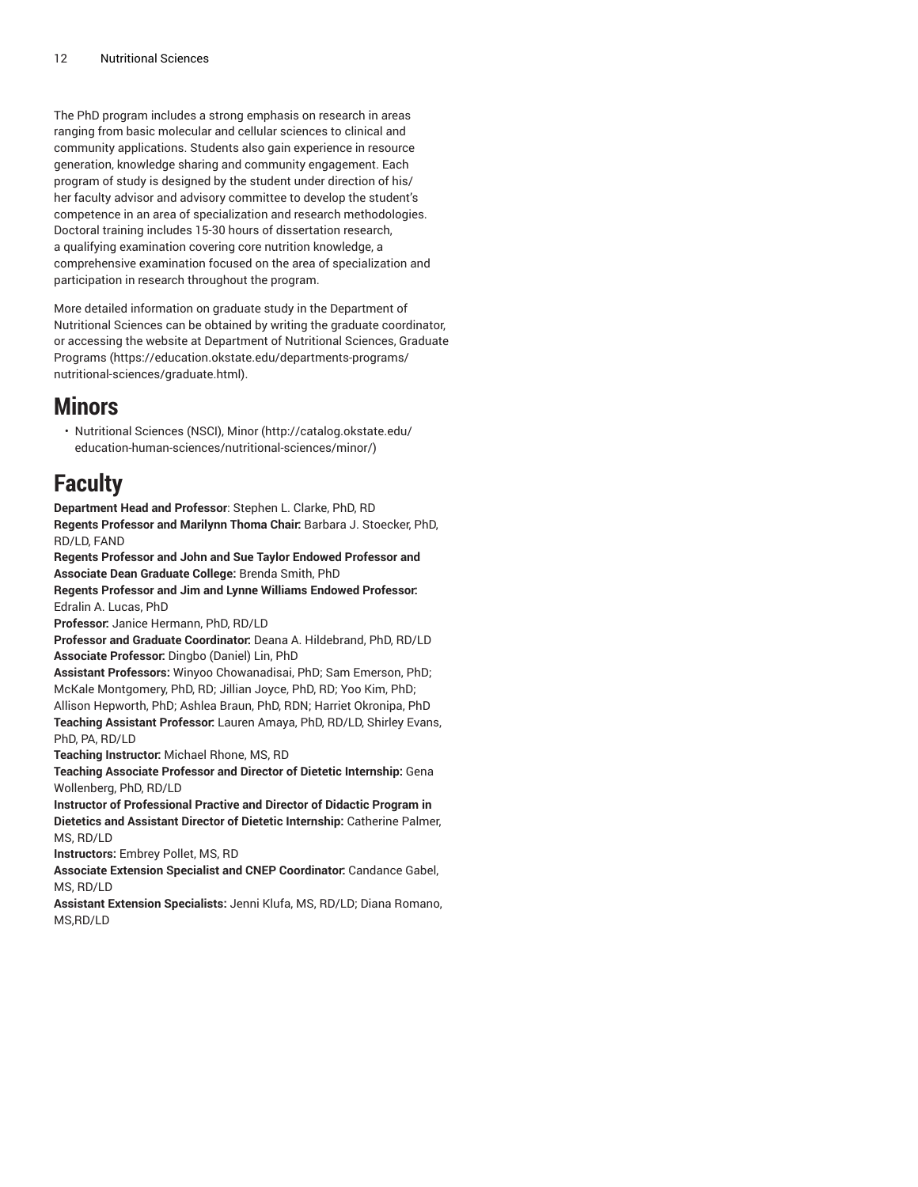The PhD program includes a strong emphasis on research in areas ranging from basic molecular and cellular sciences to clinical and community applications. Students also gain experience in resource generation, knowledge sharing and community engagement. Each program of study is designed by the student under direction of his/her faculty advisor and advisory committee to develop the student's competence in an area of specialization and research methodologies. Doctoral training includes 15-30 hours of dissertation research, a qualifying examination covering core nutrition knowledge, a comprehensive examination focused on the area of specialization and participation in research throughout the program.

More detailed information on graduate study in the Department of Nutritional Sciences can be obtained by writing the graduate coordinator, or accessing the website at Department of Nutritional Sciences, Graduate Programs (https://education.okstate.edu/departments-programs/nutritional-sciences/graduate.html).

# Minors

- Nutritional Sciences (NSCI), Minor (http://catalog.okstate.edu/education-human-sciences/nutritional-sciences/minor/)

# Faculty

**Department Head and Professor**: Stephen L. Clarke, PhD, RD
**Regents Professor and Marilynn Thoma Chair:** Barbara J. Stoecker, PhD, RD/LD, FAND
**Regents Professor and John and Sue Taylor Endowed Professor and Associate Dean Graduate College:** Brenda Smith, PhD
**Regents Professor and Jim and Lynne Williams Endowed Professor:** Edralin A. Lucas, PhD
**Professor:** Janice Hermann, PhD, RD/LD
**Professor and Graduate Coordinator:** Deana A. Hildebrand, PhD, RD/LD
**Associate Professor:** Dingbo (Daniel) Lin, PhD
**Assistant Professors:** Winyoo Chowanadisai, PhD; Sam Emerson, PhD; McKale Montgomery, PhD, RD; Jillian Joyce, PhD, RD; Yoo Kim, PhD; Allison Hepworth, PhD; Ashlea Braun, PhD, RDN; Harriet Okronipa, PhD
**Teaching Assistant Professor:** Lauren Amaya, PhD, RD/LD, Shirley Evans, PhD, PA, RD/LD
**Teaching Instructor:** Michael Rhone, MS, RD
**Teaching Associate Professor and Director of Dietetic Internship:** Gena Wollenberg, PhD, RD/LD
**Instructor of Professional Practive and Director of Didactic Program in Dietetics and Assistant Director of Dietetic Internship:** Catherine Palmer, MS, RD/LD
**Instructors:** Embrey Pollet, MS, RD
**Associate Extension Specialist and CNEP Coordinator:** Candance Gabel, MS, RD/LD
**Assistant Extension Specialists:** Jenni Klufa, MS, RD/LD; Diana Romano, MS,RD/LD